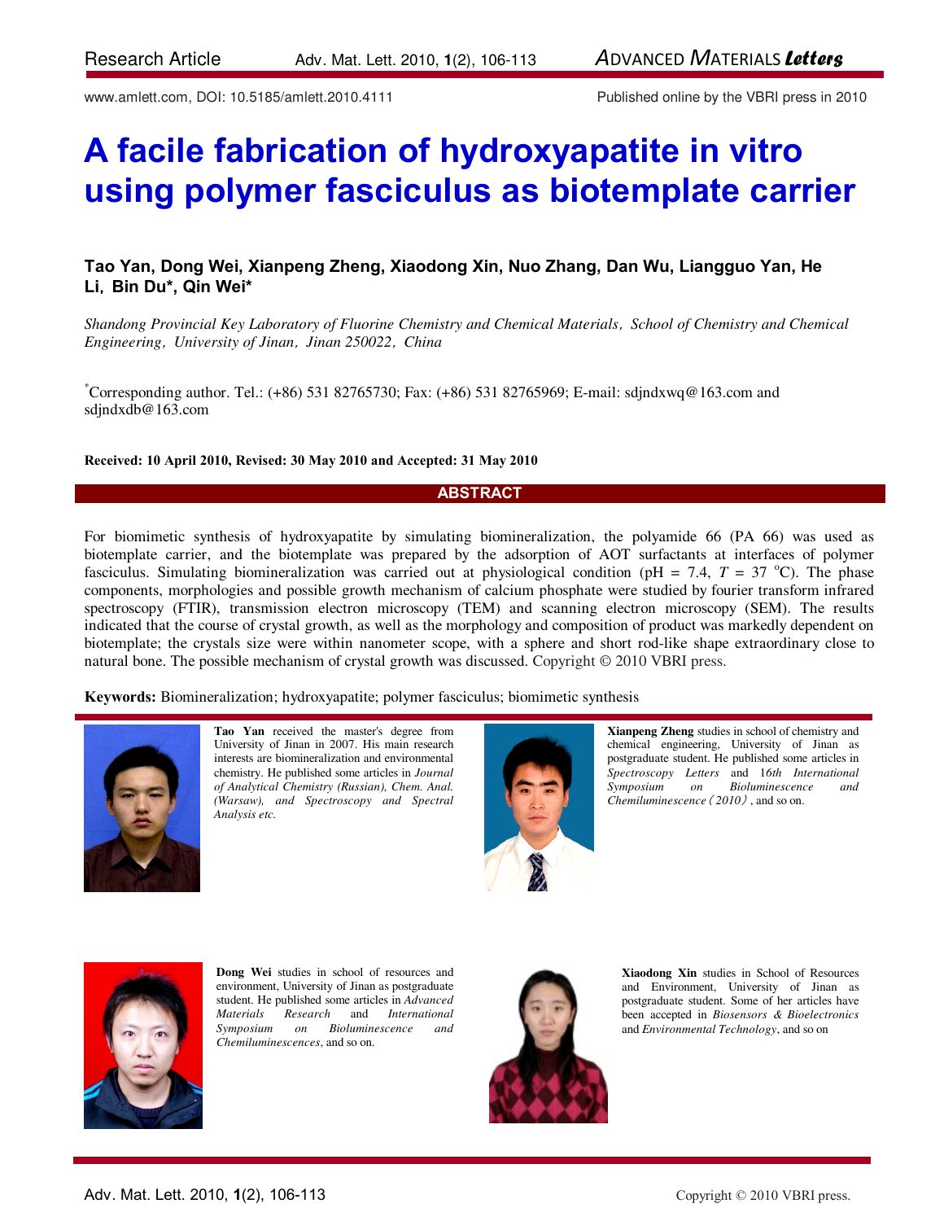Research Article

www.amlett.com, DOI: 10.5185/amlett.2010.4111 Published online by the VBRI press in 2010

# A facile fabrication of hydroxyapatite in vitro using polymer fasciculus as biotemplate carrier

**Tao Yan, Dong Wei, Xianpeng Zheng, Xiaodong Xin, Nuo Zhang, Dan Wu, Liangguo Yan, He Li, Bin Du\*, Qin Wei\***

*Shandong Provincial Key Laboratory of Fluorine Chemistry and Chemical Materials, School of Chemistry and Chemical Engineering, University of Jinan, Jinan 250022, China*

\*Corresponding author. Tel.: (+86) 531 82765730; Fax: (+86) 531 82765969; E-mail: sdjndxwq@163.com and sdjndxdb@163.com

**Received: 10 April 2010, Revised: 30 May 2010 and Accepted: 31 May 2010**

## ABSTRACT

For biomimetic synthesis of hydroxyapatite by simulating biomineralization, the polyamide 66 (PA 66) was used as biotemplate carrier, and the biotemplate was prepared by the adsorption of AOT surfactants at interfaces of polymer fasciculus. Simulating biomineralization was carried out at physiological condition (pH = 7.4, $T$ = 37 °C). The phase components, morphologies and possible growth mechanism of calcium phosphate were studied by fourier transform infrared spectroscopy (FTIR), transmission electron microscopy (TEM) and scanning electron microscopy (SEM). The results indicated that the course of crystal growth, as well as the morphology and composition of product was markedly dependent on biotemplate; the crystals size were within nanometer scope, with a sphere and short rod-like shape extraordinary close to natural bone. The possible mechanism of crystal growth was discussed. Copyright © 2010 VBRI press.

**Keywords:** Biomineralization; hydroxyapatite; polymer fasciculus; biomimetic synthesis

**Tao Yan** received the master's degree from University of Jinan in 2007. His main research interests are biomineralization and environmental chemistry. He published some articles in *Journal of Analytical Chemistry (Russian), Chem. Anal. (Warsaw), and Spectroscopy and Spectral Analysis etc.*

**Xianpeng Zheng** studies in school of chemistry and chemical engineering, University of Jinan as postgraduate student. He published some articles in *Spectroscopy Letters* and *16th International Symposium on Bioluminescence and Chemiluminescence（2010）*, and so on.

**Dong Wei** studies in school of resources and environment, University of Jinan as postgraduate student. He published some articles in *Advanced Materials Research* and *International Symposium on Bioluminescence and Chemiluminescences*, and so on.

**Xiaodong Xin** studies in School of Resources and Environment, University of Jinan as postgraduate student. Some of her articles have been accepted in *Biosensors & Bioelectronics* and *Environmental Technology*, and so on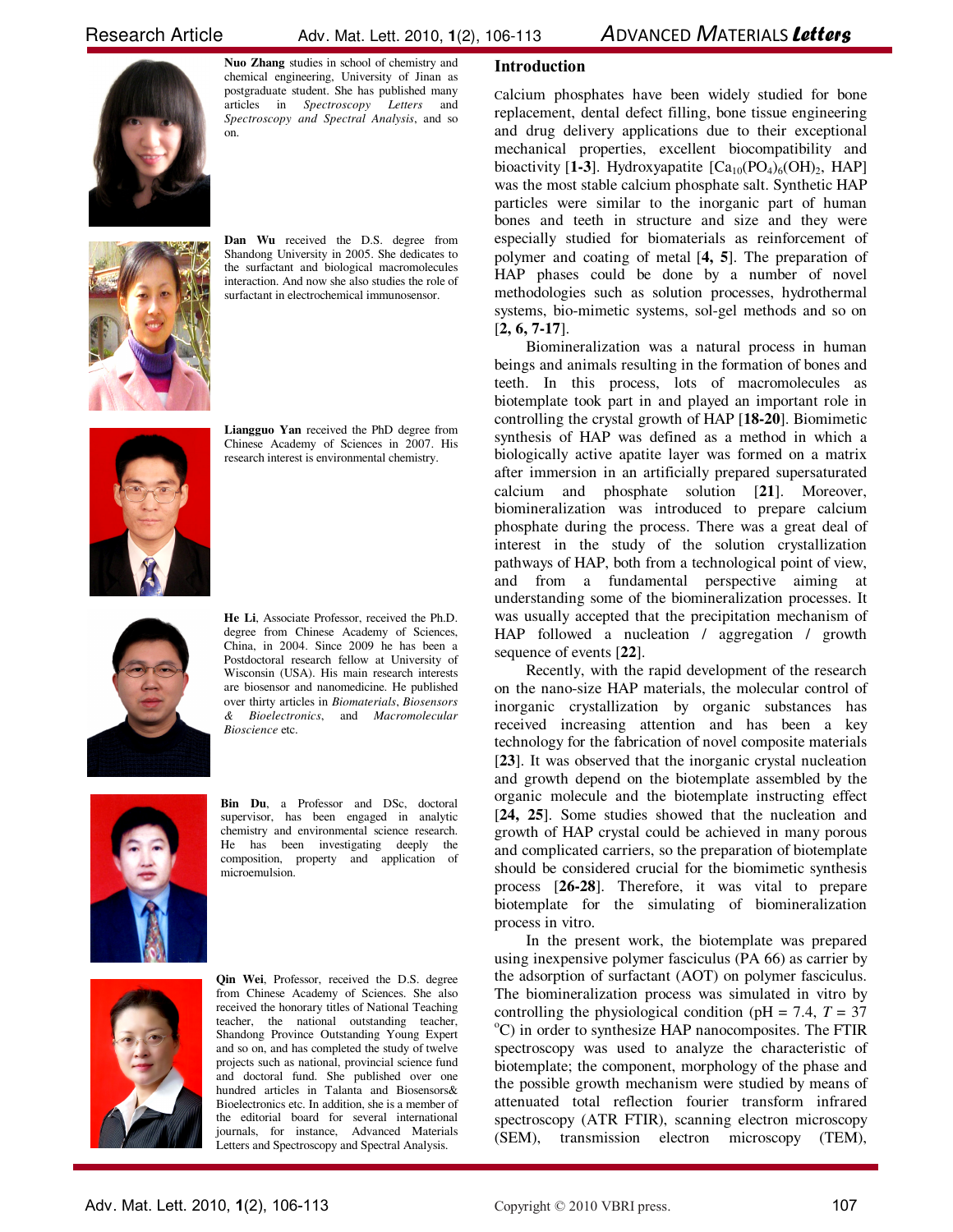**Nuo Zhang** studies in school of chemistry and chemical engineering, University of Jinan as postgraduate student. She has published many articles in *Spectroscopy Letters* and *Spectroscopy and Spectral Analysis*, and so on.

**Dan Wu** received the D.S. degree from Shandong University in 2005. She dedicates to the surfactant and biological macromolecules interaction. And now she also studies the role of surfactant in electrochemical immunosensor.

**Liangguo Yan** received the PhD degree from Chinese Academy of Sciences in 2007. His research interest is environmental chemistry.

**He Li**, Associate Professor, received the Ph.D. degree from Chinese Academy of Sciences, China, in 2004. Since 2009 he has been a Postdoctoral research fellow at University of Wisconsin (USA). His main research interests are biosensor and nanomedicine. He published over thirty articles in *Biomaterials*, *Biosensors & Bioelectronics*, and *Macromolecular Bioscience* etc.

**Bin Du**, a Professor and DSc, doctoral supervisor, has been engaged in analytic chemistry and environmental science research. He has been investigating deeply the composition, property and application of microemulsion.

**Qin Wei**, Professor, received the D.S. degree from Chinese Academy of Sciences. She also received the honorary titles of National Teaching teacher, the national outstanding teacher, Shandong Province Outstanding Young Expert and so on, and has completed the study of twelve projects such as national, provincial science fund and doctoral fund. She published over one hundred articles in Talanta and Biosensors& Bioelectronics etc. In addition, she is a member of the editorial board for several international journals, for instance, Advanced Materials Letters and Spectroscopy and Spectral Analysis.

## Introduction

Calcium phosphates have been widely studied for bone replacement, dental defect filling, bone tissue engineering and drug delivery applications due to their exceptional mechanical properties, excellent biocompatibility and bioactivity [**1-3**]. Hydroxyapatite [$Ca_{10}(PO_4)_6(OH)_2$, HAP] was the most stable calcium phosphate salt. Synthetic HAP particles were similar to the inorganic part of human bones and teeth in structure and size and they were especially studied for biomaterials as reinforcement of polymer and coating of metal [**4, 5**]. The preparation of HAP phases could be done by a number of novel methodologies such as solution processes, hydrothermal systems, bio-mimetic systems, sol-gel methods and so on [**2, 6, 7-17**].

Biomineralization was a natural process in human beings and animals resulting in the formation of bones and teeth. In this process, lots of macromolecules as biotemplate took part in and played an important role in controlling the crystal growth of HAP [**18-20**]. Biomimetic synthesis of HAP was defined as a method in which a biologically active apatite layer was formed on a matrix after immersion in an artificially prepared supersaturated calcium and phosphate solution [**21**]. Moreover, biomineralization was introduced to prepare calcium phosphate during the process. There was a great deal of interest in the study of the solution crystallization pathways of HAP, both from a technological point of view, and from a fundamental perspective aiming at understanding some of the biomineralization processes. It was usually accepted that the precipitation mechanism of HAP followed a nucleation / aggregation / growth sequence of events [**22**].

Recently, with the rapid development of the research on the nano-size HAP materials, the molecular control of inorganic crystallization by organic substances has received increasing attention and has been a key technology for the fabrication of novel composite materials [**23**]. It was observed that the inorganic crystal nucleation and growth depend on the biotemplate assembled by the organic molecule and the biotemplate instructing effect [**24, 25**]. Some studies showed that the nucleation and growth of HAP crystal could be achieved in many porous and complicated carriers, so the preparation of biotemplate should be considered crucial for the biomimetic synthesis process [**26-28**]. Therefore, it was vital to prepare biotemplate for the simulating of biomineralization process in vitro.

In the present work, the biotemplate was prepared using inexpensive polymer fasciculus (PA 66) as carrier by the adsorption of surfactant (AOT) on polymer fasciculus. The biomineralization process was simulated in vitro by controlling the physiological condition (pH = 7.4, *T* = 37 $^{o}$C) in order to synthesize HAP nanocomposites. The FTIR spectroscopy was used to analyze the characteristic of biotemplate; the component, morphology of the phase and the possible growth mechanism were studied by means of attenuated total reflection fourier transform infrared spectroscopy (ATR FTIR), scanning electron microscopy (SEM), transmission electron microscopy (TEM),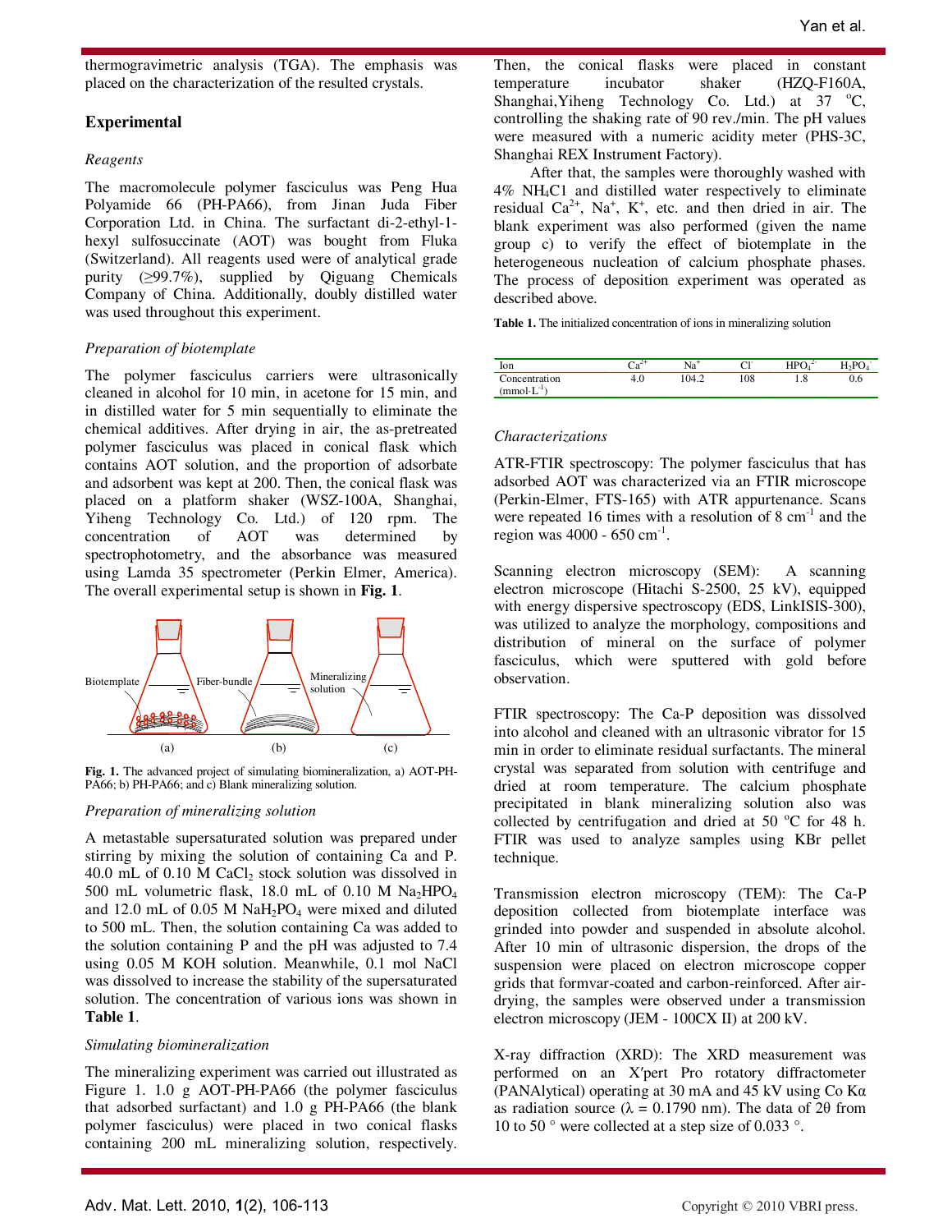thermogravimetric analysis (TGA). The emphasis was placed on the characterization of the resulted crystals.

## Experimental

### *Reagents*

The macromolecule polymer fasciculus was Peng Hua Polyamide 66 (PH-PA66), from Jinan Juda Fiber Corporation Ltd. in China. The surfactant di-2-ethyl-1-hexyl sulfosuccinate (AOT) was bought from Fluka (Switzerland). All reagents used were of analytical grade purity (≥99.7%), supplied by Qiguang Chemicals Company of China. Additionally, doubly distilled water was used throughout this experiment.

### *Preparation of biotemplate*

The polymer fasciculus carriers were ultrasonically cleaned in alcohol for 10 min, in acetone for 15 min, and in distilled water for 5 min sequentially to eliminate the chemical additives. After drying in air, the as-pretreated polymer fasciculus was placed in conical flask which contains AOT solution, and the proportion of adsorbate and adsorbent was kept at 200. Then, the conical flask was placed on a platform shaker (WSZ-100A, Shanghai, Yiheng Technology Co. Ltd.) of 120 rpm. The concentration of AOT was determined by spectrophotometry, and the absorbance was measured using Lamda 35 spectrometer (Perkin Elmer, America). The overall experimental setup is shown in **Fig. 1**.

**Fig. 1.** The advanced project of simulating biomineralization, a) AOT-PH-PA66; b) PH-PA66; and c) Blank mineralizing solution.

### *Preparation of mineralizing solution*

A metastable supersaturated solution was prepared under stirring by mixing the solution of containing Ca and P. 40.0 mL of 0.10 M $CaCl_2$ stock solution was dissolved in 500 mL volumetric flask, 18.0 mL of 0.10 M $Na_2HPO_4$ and 12.0 mL of 0.05 M $NaH_2PO_4$ were mixed and diluted to 500 mL. Then, the solution containing Ca was added to the solution containing P and the pH was adjusted to 7.4 using 0.05 M KOH solution. Meanwhile, 0.1 mol NaCl was dissolved to increase the stability of the supersaturated solution. The concentration of various ions was shown in **Table 1**.

### *Simulating biomineralization*

The mineralizing experiment was carried out illustrated as Figure 1. 1.0 g AOT-PH-PA66 (the polymer fasciculus that adsorbed surfactant) and 1.0 g PH-PA66 (the blank polymer fasciculus) were placed in two conical flasks containing 200 mL mineralizing solution, respectively. Then, the conical flasks were placed in constant temperature incubator shaker (HZQ-F160A, Shanghai,Yiheng Technology Co. Ltd.) at 37 °C, controlling the shaking rate of 90 rev./min. The pH values were measured with a numeric acidity meter (PHS-3C, Shanghai REX Instrument Factory).

After that, the samples were thoroughly washed with 4% $NH_4Cl$ and distilled water respectively to eliminate residual $Ca^{2+}$, $Na^{+}$, $K^{+}$, etc. and then dried in air. The blank experiment was also performed (given the name group c) to verify the effect of biotemplate in the heterogeneous nucleation of calcium phosphate phases. The process of deposition experiment was operated as described above.

**Table 1.** The initialized concentration of ions in mineralizing solution

| Ion | $Ca^{2+}$ | $Na^{+}$ | $Cl^{-}$ | $HPO_4^{2-}$ | $H_2PO_4^{-}$ |
|---|---|---|---|---|---|
| Concentration ($mmol·L^{-1}$) | 4.0 | 104.2 | 108 | 1.8 | 0.6 |

### *Characterizations*

ATR-FTIR spectroscopy: The polymer fasciculus that has adsorbed AOT was characterized via an FTIR microscope (Perkin-Elmer, FTS-165) with ATR appurtenance. Scans were repeated 16 times with a resolution of 8 $cm^{-1}$ and the region was 4000 - 650 $cm^{-1}$.

Scanning electron microscopy (SEM): A scanning electron microscope (Hitachi S-2500, 25 kV), equipped with energy dispersive spectroscopy (EDS, LinkISIS-300), was utilized to analyze the morphology, compositions and distribution of mineral on the surface of polymer fasciculus, which were sputtered with gold before observation.

FTIR spectroscopy: The Ca-P deposition was dissolved into alcohol and cleaned with an ultrasonic vibrator for 15 min in order to eliminate residual surfactants. The mineral crystal was separated from solution with centrifuge and dried at room temperature. The calcium phosphate precipitated in blank mineralizing solution also was collected by centrifugation and dried at 50 °C for 48 h. FTIR was used to analyze samples using KBr pellet technique.

Transmission electron microscopy (TEM): The Ca-P deposition collected from biotemplate interface was grinded into powder and suspended in absolute alcohol. After 10 min of ultrasonic dispersion, the drops of the suspension were placed on electron microscope copper grids that formvar-coated and carbon-reinforced. After air-drying, the samples were observed under a transmission electron microscopy (JEM - 100CX II) at 200 kV.

X-ray diffraction (XRD): The XRD measurement was performed on an X′pert Pro rotatory diffractometer (PANAlytical) operating at 30 mA and 45 kV using Co Kα as radiation source (λ = 0.1790 nm). The data of 2θ from 10 to 50 ° were collected at a step size of 0.033 °.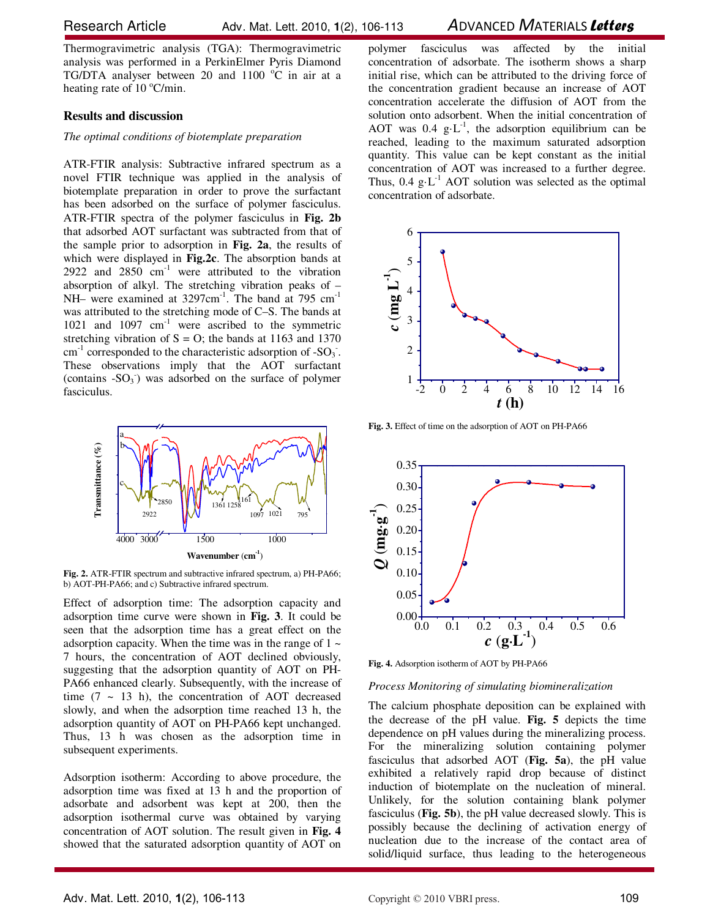Thermogravimetric analysis (TGA): Thermogravimetric analysis was performed in a PerkinElmer Pyris Diamond TG/DTA analyser between 20 and 1100 °C in air at a heating rate of 10 °C/min.

## Results and discussion

*The optimal conditions of biotemplate preparation*

ATR-FTIR analysis: Subtractive infrared spectrum as a novel FTIR technique was applied in the analysis of biotemplate preparation in order to prove the surfactant has been adsorbed on the surface of polymer fasciculus. ATR-FTIR spectra of the polymer fasciculus in **Fig. 2b** that adsorbed AOT surfactant was subtracted from that of the sample prior to adsorption in **Fig. 2a**, the results of which were displayed in **Fig.2c**. The absorption bands at 2922 and 2850 $cm^{-1}$ were attributed to the vibration absorption of alkyl. The stretching vibration peaks of –NH– were examined at 3297$cm^{-1}$. The band at 795 $cm^{-1}$ was attributed to the stretching mode of C–S. The bands at 1021 and 1097 $cm^{-1}$ were ascribed to the symmetric stretching vibration of S = O; the bands at 1163 and 1370 $cm^{-1}$ corresponded to the characteristic adsorption of $-SO_3^-$. These observations imply that the AOT surfactant (contains $-SO_3^-$) was adsorbed on the surface of polymer fasciculus.

**Fig. 2.** ATR-FTIR spectrum and subtractive infrared spectrum, a) PH-PA66; b) AOT-PH-PA66; and c) Subtractive infrared spectrum.

Effect of adsorption time: The adsorption capacity and adsorption time curve were shown in **Fig. 3**. It could be seen that the adsorption time has a great effect on the adsorption capacity. When the time was in the range of 1 ~ 7 hours, the concentration of AOT declined obviously, suggesting that the adsorption quantity of AOT on PH-PA66 enhanced clearly. Subsequently, with the increase of time (7 ~ 13 h), the concentration of AOT decreased slowly, and when the adsorption time reached 13 h, the adsorption quantity of AOT on PH-PA66 kept unchanged. Thus, 13 h was chosen as the adsorption time in subsequent experiments.

Adsorption isotherm: According to above procedure, the adsorption time was fixed at 13 h and the proportion of adsorbate and adsorbent was kept at 200, then the adsorption isothermal curve was obtained by varying concentration of AOT solution. The result given in **Fig. 4** showed that the saturated adsorption quantity of AOT on polymer fasciculus was affected by the initial concentration of adsorbate. The isotherm shows a sharp initial rise, which can be attributed to the driving force of the concentration gradient because an increase of AOT concentration accelerate the diffusion of AOT from the solution onto adsorbent. When the initial concentration of AOT was 0.4 $g \cdot L^{-1}$, the adsorption equilibrium can be reached, leading to the maximum saturated adsorption quantity. This value can be kept constant as the initial concentration of AOT was increased to a further degree. Thus, 0.4 $g \cdot L^{-1}$ AOT solution was selected as the optimal concentration of adsorbate.

**Fig. 3.** Effect of time on the adsorption of AOT on PH-PA66

**Fig. 4.** Adsorption isotherm of AOT by PH-PA66

*Process Monitoring of simulating biomineralization*

The calcium phosphate deposition can be explained with the decrease of the pH value. **Fig. 5** depicts the time dependence on pH values during the mineralizing process. For the mineralizing solution containing polymer fasciculus that adsorbed AOT (**Fig. 5a**), the pH value exhibited a relatively rapid drop because of distinct induction of biotemplate on the nucleation of mineral. Unlikely, for the solution containing blank polymer fasciculus (**Fig. 5b**), the pH value decreased slowly. This is possibly because the declining of activation energy of nucleation due to the increase of the contact area of solid/liquid surface, thus leading to the heterogeneous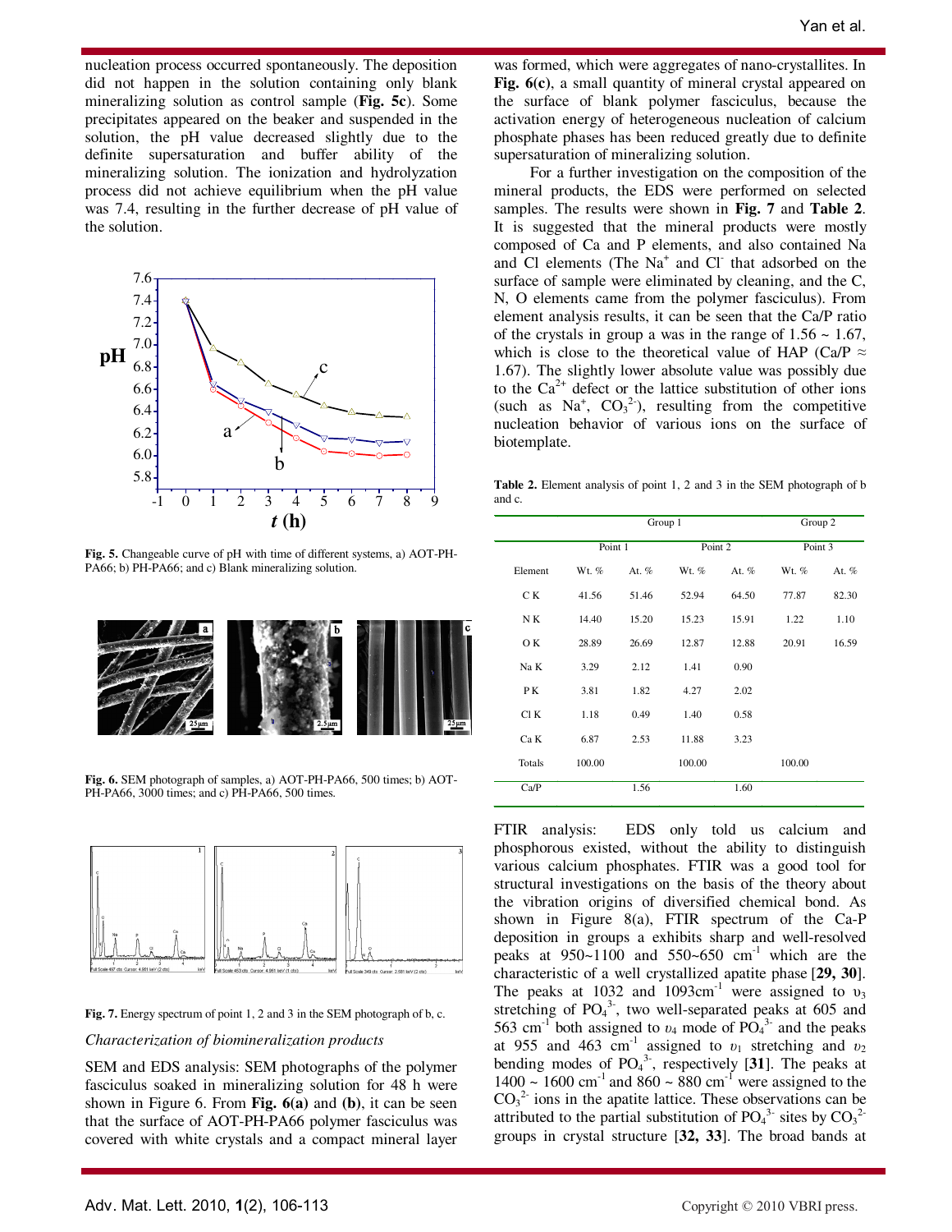nucleation process occurred spontaneously. The deposition did not happen in the solution containing only blank mineralizing solution as control sample (**Fig. 5c**). Some precipitates appeared on the beaker and suspended in the solution, the pH value decreased slightly due to the definite supersaturation and buffer ability of the mineralizing solution. The ionization and hydrolyzation process did not achieve equilibrium when the pH value was 7.4, resulting in the further decrease of pH value of the solution.

**Fig. 5.** Changeable curve of pH with time of different systems, a) AOT-PH-PA66; b) PH-PA66; and c) Blank mineralizing solution.

**Fig. 6.** SEM photograph of samples, a) AOT-PH-PA66, 500 times; b) AOT-PH-PA66, 3000 times; and c) PH-PA66, 500 times.

**Fig. 7.** Energy spectrum of point 1, 2 and 3 in the SEM photograph of b, c.

*Characterization of biomineralization products*

SEM and EDS analysis: SEM photographs of the polymer fasciculus soaked in mineralizing solution for 48 h were shown in Figure 6. From **Fig. 6(a)** and **(b)**, it can be seen that the surface of AOT-PH-PA66 polymer fasciculus was covered with white crystals and a compact mineral layer was formed, which were aggregates of nano-crystallites. In **Fig. 6(c)**, a small quantity of mineral crystal appeared on the surface of blank polymer fasciculus, because the activation energy of heterogeneous nucleation of calcium phosphate phases has been reduced greatly due to definite supersaturation of mineralizing solution.

For a further investigation on the composition of the mineral products, the EDS were performed on selected samples. The results were shown in **Fig. 7** and **Table 2**. It is suggested that the mineral products were mostly composed of Ca and P elements, and also contained Na and Cl elements (The $Na^+$ and $Cl^-$ that adsorbed on the surface of sample were eliminated by cleaning, and the C, N, O elements came from the polymer fasciculus). From element analysis results, it can be seen that the Ca/P ratio of the crystals in group a was in the range of 1.56 ~ 1.67, which is close to the theoretical value of HAP (Ca/P ≈ 1.67). The slightly lower absolute value was possibly due to the $Ca^{2+}$ defect or the lattice substitution of other ions (such as $Na^+$, $CO_3^{2-}$), resulting from the competitive nucleation behavior of various ions on the surface of biotemplate.

**Table 2.** Element analysis of point 1, 2 and 3 in the SEM photograph of b and c.

| | Group 1 | | | | Group 2 | |
|---|---|---|---|---|---|---|
| | Point 1 | | Point 2 | | Point 3 | |
| Element | Wt. % | At. % | Wt. % | At. % | Wt. % | At. % |
| C K | 41.56 | 51.46 | 52.94 | 64.50 | 77.87 | 82.30 |
| N K | 14.40 | 15.20 | 15.23 | 15.91 | 1.22 | 1.10 |
| O K | 28.89 | 26.69 | 12.87 | 12.88 | 20.91 | 16.59 |
| Na K | 3.29 | 2.12 | 1.41 | 0.90 | | |
| P K | 3.81 | 1.82 | 4.27 | 2.02 | | |
| Cl K | 1.18 | 0.49 | 1.40 | 0.58 | | |
| Ca K | 6.87 | 2.53 | 11.88 | 3.23 | | |
| Totals | 100.00 | | 100.00 | | 100.00 | |
| Ca/P | | 1.56 | | 1.60 | | |

FTIR analysis: EDS only told us calcium and phosphorous existed, without the ability to distinguish various calcium phosphates. FTIR was a good tool for structural investigations on the basis of the theory about the vibration origins of diversified chemical bond. As shown in Figure 8(a), FTIR spectrum of the Ca-P deposition in groups a exhibits sharp and well-resolved peaks at 950~1100 and 550~650 $cm^{-1}$ which are the characteristic of a well crystallized apatite phase [**29, 30**]. The peaks at 1032 and 1093$cm^{-1}$ were assigned to $\upsilon_3$ stretching of $PO_4^{3-}$, two well-separated peaks at 605 and 563 $cm^{-1}$ both assigned to $\upsilon_4$ mode of $PO_4^{3-}$ and the peaks at 955 and 463 $cm^{-1}$ assigned to $\upsilon_1$ stretching and $\upsilon_2$ bending modes of $PO_4^{3-}$, respectively [**31**]. The peaks at 1400 ~ 1600 $cm^{-1}$ and 860 ~ 880 $cm^{-1}$ were assigned to the $CO_3^{2-}$ ions in the apatite lattice. These observations can be attributed to the partial substitution of $PO_4^{3-}$ sites by $CO_3^{2-}$ groups in crystal structure [**32, 33**]. The broad bands at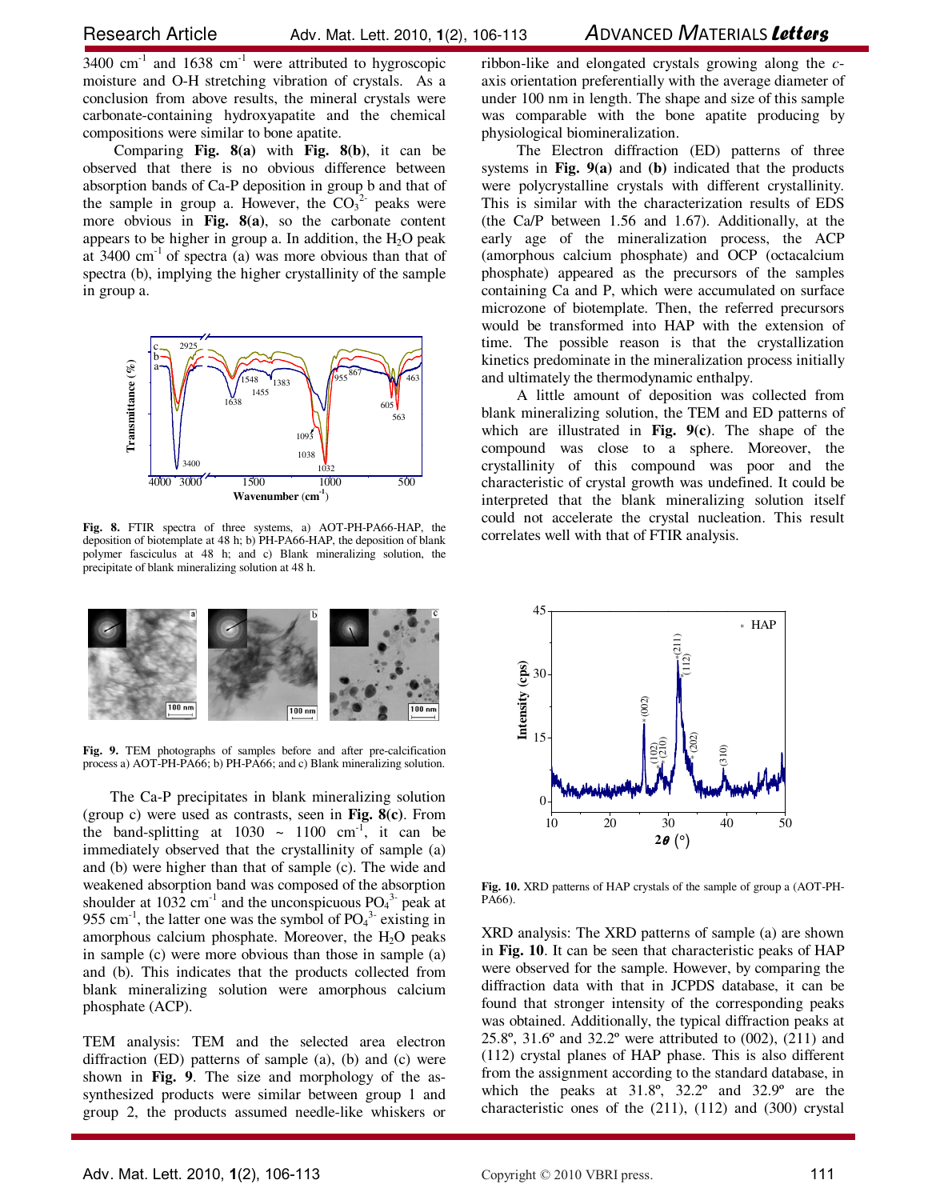3400 $cm^{-1}$ and 1638 $cm^{-1}$ were attributed to hygroscopic moisture and O-H stretching vibration of crystals. As a conclusion from above results, the mineral crystals were carbonate-containing hydroxyapatite and the chemical compositions were similar to bone apatite.

Comparing **Fig. 8(a)** with **Fig. 8(b)**, it can be observed that there is no obvious difference between absorption bands of Ca-P deposition in group b and that of the sample in group a. However, the $CO_3^{2-}$ peaks were more obvious in **Fig. 8(a)**, so the carbonate content appears to be higher in group a. In addition, the $H_2O$ peak at 3400 $cm^{-1}$ of spectra (a) was more obvious than that of spectra (b), implying the higher crystallinity of the sample in group a.

**Fig. 8.** FTIR spectra of three systems, a) AOT-PH-PA66-HAP, the deposition of biotemplate at 48 h; b) PH-PA66-HAP, the deposition of blank polymer fasciculus at 48 h; and c) Blank mineralizing solution, the precipitate of blank mineralizing solution at 48 h.

**Fig. 9.** TEM photographs of samples before and after pre-calcification process a) AOT-PH-PA66; b) PH-PA66; and c) Blank mineralizing solution.

The Ca-P precipitates in blank mineralizing solution (group c) were used as contrasts, seen in **Fig. 8(c)**. From the band-splitting at 1030 ~ 1100 $cm^{-1}$, it can be immediately observed that the crystallinity of sample (a) and (b) were higher than that of sample (c). The wide and weakened absorption band was composed of the absorption shoulder at 1032 $cm^{-1}$ and the unconspicuous $PO_4^{3-}$ peak at 955 $cm^{-1}$, the latter one was the symbol of $PO_4^{3-}$ existing in amorphous calcium phosphate. Moreover, the $H_2O$ peaks in sample (c) were more obvious than those in sample (a) and (b). This indicates that the products collected from blank mineralizing solution were amorphous calcium phosphate (ACP).

TEM analysis: TEM and the selected area electron diffraction (ED) patterns of sample (a), (b) and (c) were shown in **Fig. 9**. The size and morphology of the as-synthesized products were similar between group 1 and group 2, the products assumed needle-like whiskers or ribbon-like and elongated crystals growing along the *c*-axis orientation preferentially with the average diameter of under 100 nm in length. The shape and size of this sample was comparable with the bone apatite producing by physiological biomineralization.

The Electron diffraction (ED) patterns of three systems in **Fig. 9(a)** and **(b)** indicated that the products were polycrystalline crystals with different crystallinity. This is similar with the characterization results of EDS (the Ca/P between 1.56 and 1.67). Additionally, at the early age of the mineralization process, the ACP (amorphous calcium phosphate) and OCP (octacalcium phosphate) appeared as the precursors of the samples containing Ca and P, which were accumulated on surface microzone of biotemplate. Then, the referred precursors would be transformed into HAP with the extension of time. The possible reason is that the crystallization kinetics predominate in the mineralization process initially and ultimately the thermodynamic enthalpy.

A little amount of deposition was collected from blank mineralizing solution, the TEM and ED patterns of which are illustrated in **Fig. 9(c)**. The shape of the compound was close to a sphere. Moreover, the crystallinity of this compound was poor and the characteristic of crystal growth was undefined. It could be interpreted that the blank mineralizing solution itself could not accelerate the crystal nucleation. This result correlates well with that of FTIR analysis.

**Fig. 10.** XRD patterns of HAP crystals of the sample of group a (AOT-PH-PA66).

XRD analysis: The XRD patterns of sample (a) are shown in **Fig. 10**. It can be seen that characteristic peaks of HAP were observed for the sample. However, by comparing the diffraction data with that in JCPDS database, it can be found that stronger intensity of the corresponding peaks was obtained. Additionally, the typical diffraction peaks at 25.8º, 31.6º and 32.2º were attributed to (002), (211) and (112) crystal planes of HAP phase. This is also different from the assignment according to the standard database, in which the peaks at 31.8º, 32.2º and 32.9º are the characteristic ones of the (211), (112) and (300) crystal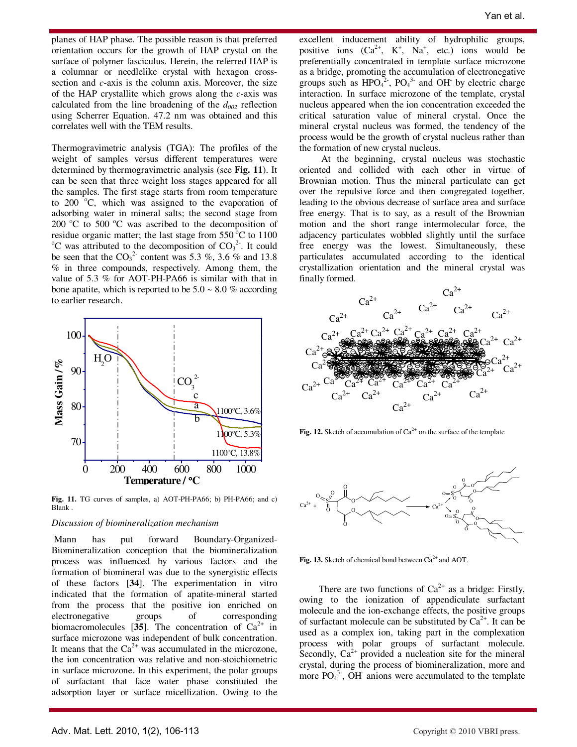planes of HAP phase. The possible reason is that preferred orientation occurs for the growth of HAP crystal on the surface of polymer fasciculus. Herein, the referred HAP is a columnar or needlelike crystal with hexagon cross-section and *c*-axis is the column axis. Moreover, the size of the HAP crystallite which grows along the *c*-axis was calculated from the line broadening of the $d_{002}$ reflection using Scherrer Equation. 47.2 nm was obtained and this correlates well with the TEM results.

Thermogravimetric analysis (TGA): The profiles of the weight of samples versus different temperatures were determined by thermogravimetric analysis (see **Fig. 11**). It can be seen that three weight loss stages appeared for all the samples. The first stage starts from room temperature to 200 °C, which was assigned to the evaporation of adsorbing water in mineral salts; the second stage from 200 °C to 500 °C was ascribed to the decomposition of residue organic matter; the last stage from 550 °C to 1100 °C was attributed to the decomposition of $CO_3^{2-}$. It could be seen that the $CO_3^{2-}$ content was 5.3 %, 3.6 % and 13.8 % in three compounds, respectively. Among them, the value of 5.3 % for AOT-PH-PA66 is similar with that in bone apatite, which is reported to be 5.0 ~ 8.0 % according to earlier research.

**Fig. 11.** TG curves of samples, a) AOT-PH-PA66; b) PH-PA66; and c) Blank .

*Discussion of biomineralization mechanism*

Mann has put forward Boundary-Organized-Biomineralization conception that the biomineralization process was influenced by various factors and the formation of biomineral was due to the synergistic effects of these factors [**34**]. The experimentation in vitro indicated that the formation of apatite-mineral started from the process that the positive ion enriched on electronegative groups of corresponding biomacromolecules [**35**]. The concentration of $Ca^{2+}$ in surface microzone was independent of bulk concentration. It means that the $Ca^{2+}$ was accumulated in the microzone, the ion concentration was relative and non-stoichiometric in surface microzone. In this experiment, the polar groups of surfactant that face water phase constituted the adsorption layer or surface micellization. Owing to the excellent inducement ability of hydrophilic groups, positive ions ($Ca^{2+}$, $K^+$, $Na^+$, etc.) ions would be preferentially concentrated in template surface microzone as a bridge, promoting the accumulation of electronegative groups such as $HPO_4^{2-}$, $PO_4^{3-}$ and $OH^-$ by electric charge interaction. In surface microzone of the template, crystal nucleus appeared when the ion concentration exceeded the critical saturation value of mineral crystal. Once the mineral crystal nucleus was formed, the tendency of the process would be the growth of crystal nucleus rather than the formation of new crystal nucleus.

At the beginning, crystal nucleus was stochastic oriented and collided with each other in virtue of Brownian motion. Thus the mineral particulate can get over the repulsive force and then congregated together, leading to the obvious decrease of surface area and surface free energy. That is to say, as a result of the Brownian motion and the short range intermolecular force, the adjacency particulates wobbled slightly until the surface free energy was the lowest. Simultaneously, these particulates accumulated according to the identical crystallization orientation and the mineral crystal was finally formed.

**Fig. 12.** Sketch of accumulation of $Ca^{2+}$ on the surface of the template

**Fig. 13.** Sketch of chemical bond between $Ca^{2+}$ and AOT.

There are two functions of $Ca^{2+}$ as a bridge: Firstly, owing to the ionization of appendiculate surfactant molecule and the ion-exchange effects, the positive groups of surfactant molecule can be substituted by $Ca^{2+}$. It can be used as a complex ion, taking part in the complexation process with polar groups of surfactant molecule. Secondly, $Ca^{2+}$ provided a nucleation site for the mineral crystal, during the process of biomineralization, more and more $PO_4^{3-}$, $OH^-$ anions were accumulated to the template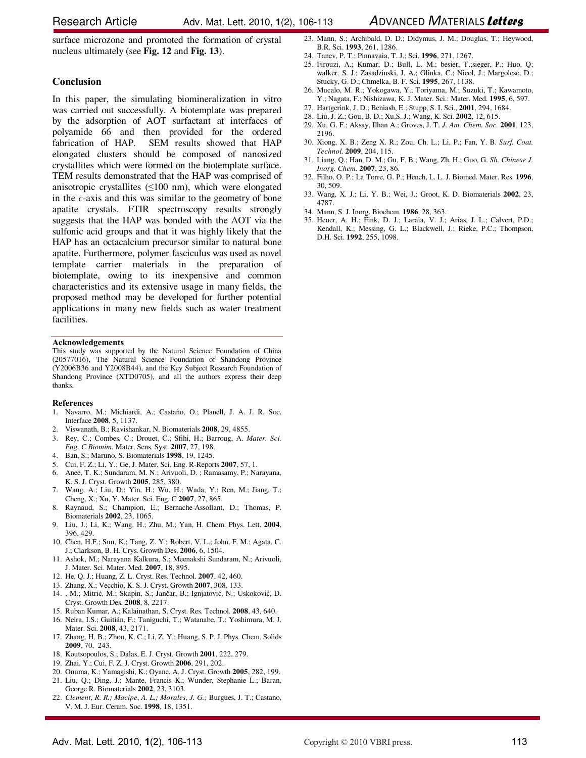surface microzone and promoted the formation of crystal nucleus ultimately (see **Fig. 12** and **Fig. 13**).

### Conclusion

In this paper, the simulating biomineralization in vitro was carried out successfully. A biotemplate was prepared by the adsorption of AOT surfactant at interfaces of polyamide 66 and then provided for the ordered fabrication of HAP. SEM results showed that HAP elongated clusters should be composed of nanosized crystallites which were formed on the biotemplate surface. TEM results demonstrated that the HAP was comprised of anisotropic crystallites (≤100 nm), which were elongated in the *c*-axis and this was similar to the geometry of bone apatite crystals. FTIR spectroscopy results strongly suggests that the HAP was bonded with the AOT via the sulfonic acid groups and that it was highly likely that the HAP has an octacalcium precursor similar to natural bone apatite. Furthermore, polymer fasciculus was used as novel template carrier materials in the preparation of biotemplate, owing to its inexpensive and common characteristics and its extensive usage in many fields, the proposed method may be developed for further potential applications in many new fields such as water treatment facilities.

#### Acknowledgements

This study was supported by the Natural Science Foundation of China (20577016), The Natural Science Foundation of Shandong Province (Y2006B36 and Y2008B44), and the Key Subject Research Foundation of Shandong Province (XTD0705), and all the authors express their deep thanks.

#### References

1. Navarro, M.; Michiardi, A.; Castaño, O.; Planell, J. A. J. R. Soc. Interface **2008**, 5, 1137.
2. Viswanath, B.; Ravishankar, N. Biomaterials **2008**, 29, 4855.
3. Rey, C.; Combes, C.; Drouet, C.; Sfihi, H.; Barroug, A. *Mater. Sci. Eng. C Biomim.* Mater. Sens. Syst. **2007**, 27, 198.
4. Ban, S.; Maruno, S. Biomaterials **1998**, 19, 1245.
5. Cui, F. Z.; Li, Y.; Ge, J. Mater. Sci. Eng. R-Reports **2007**, 57, 1.
6. Anee, T. K.; Sundaram, M. N.; Arivuoli, D. ; Ramasamy, P.; Narayana, K. S. J. Cryst. Growth **2005**, 285, 380.
7. Wang, A.; Liu, D.; Yin, H.; Wu, H.; Wada, Y.; Ren, M.; Jiang, T.; Cheng, X.; Xu, Y. Mater. Sci. Eng. C **2007**, 27, 865.
8. Raynaud, S.; Champion, E.; Bernache-Assollant, D.; Thomas, P. Biomaterials **2002**, 23, 1065.
9. Liu, J.; Li, K.; Wang, H.; Zhu, M.; Yan, H. Chem. Phys. Lett. **2004**, 396, 429.
10. Chen, H.F.; Sun, K.; Tang, Z. Y.; Robert, V. L.; John, F. M.; Agata, C. J.; Clarkson, B. H. Crys. Growth Des. **2006**, 6, 1504.
11. Ashok, M.; Narayana Kalkura, S.; Meenakshi Sundaram, N.; Arivuoli, J. Mater. Sci. Mater. Med. **2007**, 18, 895.
12. He, Q. J.; Huang, Z. L. Cryst. Res. Technol. **2007**, 42, 460.
13. Zhang, X.; Vecchio, K. S. J. Cryst. Growth **2007**, 308, 133.
14. , M.; Mitrić, M.; Skapin, S.; Jančar, B.; Ignjatović, N.; Uskoković, D. Cryst. Growth Des. **2008**, 8, 2217.
15. Ruban Kumar, A.; Kalainathan, S. Cryst. Res. Technol. **2008**, 43, 640.
16. Neira, I.S.; Guitián, F.; Taniguchi, T.; Watanabe, T.; Yoshimura, M. J. Mater. Sci. **2008**, 43, 2171.
17. Zhang, H. B.; Zhou, K. C.; Li, Z. Y.; Huang, S. P. J. Phys. Chem. Solids **2009**, 70, 243.
18. Koutsopoulos, S.; Dalas, E. J. Cryst. Growth **2001**, 222, 279.
19. Zhai, Y.; Cui, F. Z. J. Cryst. Growth **2006**, 291, 202.
20. Onuma, K.; Yamagishi, K.; Oyane, A. J. Cryst. Growth **2005**, 282, 199.
21. Liu, Q.; Ding, J.; Mante, Francis K.; Wunder, Stephanie L.; Baran, George R. Biomaterials **2002**, 23, 3103.
22. *Clement, R. R.; Macipe, A. L.; Morales, J. G.;* Burgues, J. T.; Castano, V. M. J. Eur. Ceram. Soc. **1998**, 18, 1351.
23. Mann, S.; Archibald, D. D.; Didymus, J. M.; Douglas, T.; Heywood, B.R. Sci. **1993**, 261, 1286.
24. Tanev, P. T.; Pinnavaia, T. J.; Sci. **1996**, 271, 1267.
25. Firouzi, A.; Kumar, D.; Bull, L. M.; besier, T.;sieger, P.; Huo, Q; walker, S. J.; Zasadzinski, J. A.; Glinka, C.; Nicol, J.; Margolese, D.; Stucky, G. D.; Chmelka, B. F. Sci. **1995**, 267, 1138.
26. Mucalo, M. R.; Yokogawa, Y.; Toriyama, M.; Suzuki, T.; Kawamoto, Y.; Nagata, F.; Nishizawa, K. J. Mater. Sci.: Mater. Med. **1995**, 6, 597.
27. Hartgerink, J. D.; Beniash, E.; Stupp, S. I. Sci., **2001**, 294, 1684.
28. Liu, J. Z.; Gou, B. D.; Xu,S. J.; Wang, K. Sci. **2002**, 12, 615.
29. Xu, G. F.; Aksay, Ilhan A.; Groves, J. T. *J. Am. Chem. Soc.* **2001**, 123, 2196.
30. Xiong, X. B.; Zeng X. R.; Zou, Ch. L.; Li, P.; Fan, Y. B. *Surf. Coat. Technol.* **2009**, 204, 115.
31. Liang, Q.; Han, D. M.; Gu, F. B.; Wang, Zh. H.; Guo, G. *Sh. Chinese J. Inorg. Chem.* **2007**, 23, 86.
32. Filho, O. P.; La Torre, G. P.; Hench, L. L. J. Biomed. Mater. Res. **1996**, 30, 509.
33. Wang, X. J.; Li, Y. B.; Wei, J.; Groot, K. D. Biomaterials **2002**, 23, 4787.
34. Mann, S. J. Inorg. Biochem. **1986**, 28, 363.
35. Heuer, A. H.; Fink, D. J.; Laraia, V. J.; Arias, J. L.; Calvert, P.D.; Kendall, K.; Messing, G. L.; Blackwell, J.; Rieke, P.C.; Thompson, D.H. Sci. **1992**, 255, 1098.